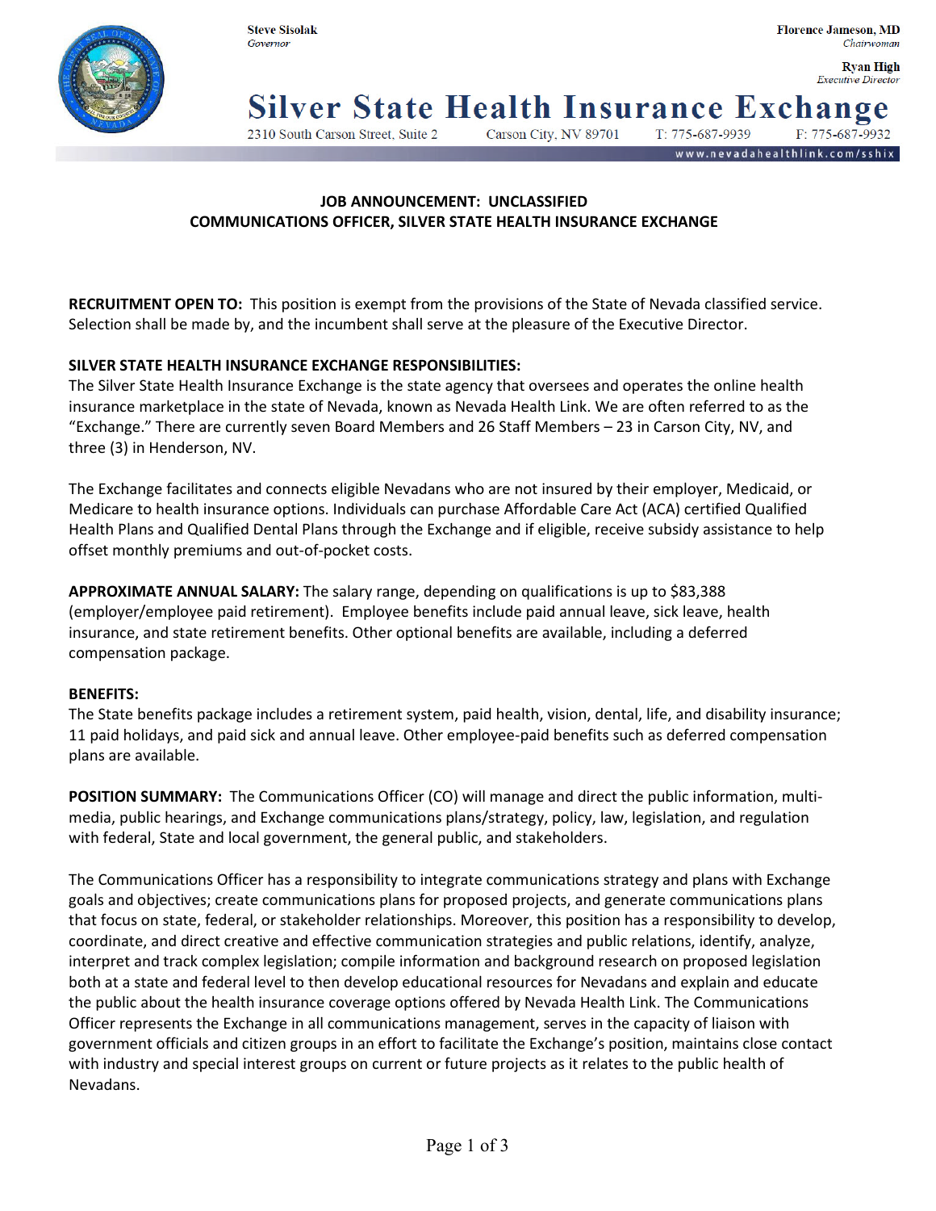Steve Sisolak
*Governor*

Florence Jameson, MD
*Chairwoman*

Ryan High
*Executive Director*

# Silver State Health Insurance Exchange

2310 South Carson Street, Suite 2 Carson City, NV 89701 T: 775-687-9939 F: 775-687-9932

www.nevadahealthlink.com/sshix

## JOB ANNOUNCEMENT: UNCLASSIFIED
## COMMUNICATIONS OFFICER, SILVER STATE HEALTH INSURANCE EXCHANGE

**RECRUITMENT OPEN TO:** This position is exempt from the provisions of the State of Nevada classified service. Selection shall be made by, and the incumbent shall serve at the pleasure of the Executive Director.

**SILVER STATE HEALTH INSURANCE EXCHANGE RESPONSIBILITIES:**
The Silver State Health Insurance Exchange is the state agency that oversees and operates the online health insurance marketplace in the state of Nevada, known as Nevada Health Link. We are often referred to as the "Exchange." There are currently seven Board Members and 26 Staff Members – 23 in Carson City, NV, and three (3) in Henderson, NV.

The Exchange facilitates and connects eligible Nevadans who are not insured by their employer, Medicaid, or Medicare to health insurance options. Individuals can purchase Affordable Care Act (ACA) certified Qualified Health Plans and Qualified Dental Plans through the Exchange and if eligible, receive subsidy assistance to help offset monthly premiums and out-of-pocket costs.

**APPROXIMATE ANNUAL SALARY:** The salary range, depending on qualifications is up to $83,388 (employer/employee paid retirement). Employee benefits include paid annual leave, sick leave, health insurance, and state retirement benefits. Other optional benefits are available, including a deferred compensation package.

**BENEFITS:**
The State benefits package includes a retirement system, paid health, vision, dental, life, and disability insurance; 11 paid holidays, and paid sick and annual leave. Other employee-paid benefits such as deferred compensation plans are available.

**POSITION SUMMARY:** The Communications Officer (CO) will manage and direct the public information, multi-media, public hearings, and Exchange communications plans/strategy, policy, law, legislation, and regulation with federal, State and local government, the general public, and stakeholders.

The Communications Officer has a responsibility to integrate communications strategy and plans with Exchange goals and objectives; create communications plans for proposed projects, and generate communications plans that focus on state, federal, or stakeholder relationships. Moreover, this position has a responsibility to develop, coordinate, and direct creative and effective communication strategies and public relations, identify, analyze, interpret and track complex legislation; compile information and background research on proposed legislation both at a state and federal level to then develop educational resources for Nevadans and explain and educate the public about the health insurance coverage options offered by Nevada Health Link. The Communications Officer represents the Exchange in all communications management, serves in the capacity of liaison with government officials and citizen groups in an effort to facilitate the Exchange's position, maintains close contact with industry and special interest groups on current or future projects as it relates to the public health of Nevadans.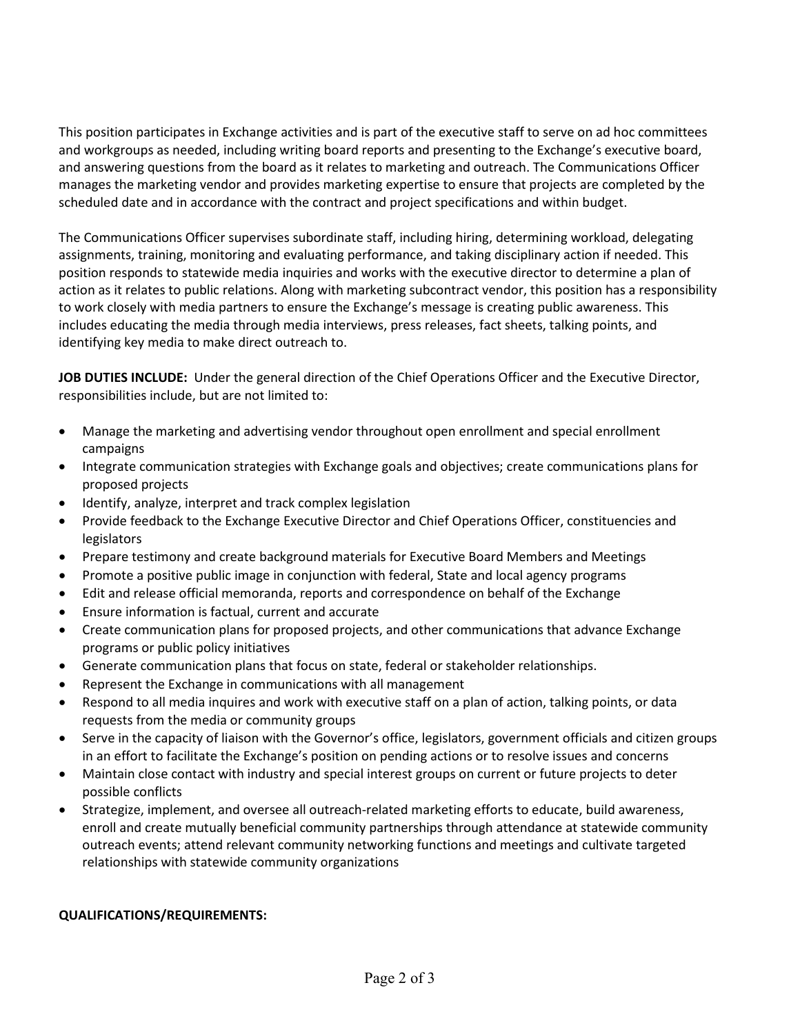This position participates in Exchange activities and is part of the executive staff to serve on ad hoc committees and workgroups as needed, including writing board reports and presenting to the Exchange's executive board, and answering questions from the board as it relates to marketing and outreach. The Communications Officer manages the marketing vendor and provides marketing expertise to ensure that projects are completed by the scheduled date and in accordance with the contract and project specifications and within budget.

The Communications Officer supervises subordinate staff, including hiring, determining workload, delegating assignments, training, monitoring and evaluating performance, and taking disciplinary action if needed. This position responds to statewide media inquiries and works with the executive director to determine a plan of action as it relates to public relations. Along with marketing subcontract vendor, this position has a responsibility to work closely with media partners to ensure the Exchange's message is creating public awareness. This includes educating the media through media interviews, press releases, fact sheets, talking points, and identifying key media to make direct outreach to.

**JOB DUTIES INCLUDE:** Under the general direction of the Chief Operations Officer and the Executive Director, responsibilities include, but are not limited to:

- Manage the marketing and advertising vendor throughout open enrollment and special enrollment campaigns
- Integrate communication strategies with Exchange goals and objectives; create communications plans for proposed projects
- Identify, analyze, interpret and track complex legislation
- Provide feedback to the Exchange Executive Director and Chief Operations Officer, constituencies and legislators
- Prepare testimony and create background materials for Executive Board Members and Meetings
- Promote a positive public image in conjunction with federal, State and local agency programs
- Edit and release official memoranda, reports and correspondence on behalf of the Exchange
- Ensure information is factual, current and accurate
- Create communication plans for proposed projects, and other communications that advance Exchange programs or public policy initiatives
- Generate communication plans that focus on state, federal or stakeholder relationships.
- Represent the Exchange in communications with all management
- Respond to all media inquires and work with executive staff on a plan of action, talking points, or data requests from the media or community groups
- Serve in the capacity of liaison with the Governor's office, legislators, government officials and citizen groups in an effort to facilitate the Exchange's position on pending actions or to resolve issues and concerns
- Maintain close contact with industry and special interest groups on current or future projects to deter possible conflicts
- Strategize, implement, and oversee all outreach-related marketing efforts to educate, build awareness, enroll and create mutually beneficial community partnerships through attendance at statewide community outreach events; attend relevant community networking functions and meetings and cultivate targeted relationships with statewide community organizations

**QUALIFICATIONS/REQUIREMENTS:**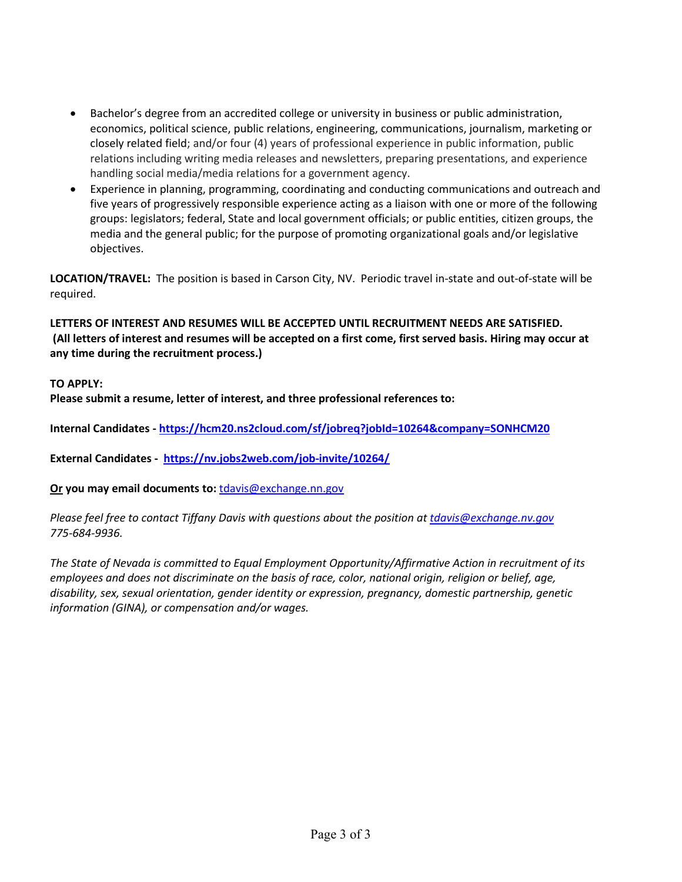- Bachelor's degree from an accredited college or university in business or public administration, economics, political science, public relations, engineering, communications, journalism, marketing or closely related field; and/or four (4) years of professional experience in public information, public relations including writing media releases and newsletters, preparing presentations, and experience handling social media/media relations for a government agency.
- Experience in planning, programming, coordinating and conducting communications and outreach and five years of progressively responsible experience acting as a liaison with one or more of the following groups: legislators; federal, State and local government officials; or public entities, citizen groups, the media and the general public; for the purpose of promoting organizational goals and/or legislative objectives.

**LOCATION/TRAVEL:** The position is based in Carson City, NV. Periodic travel in-state and out-of-state will be required.

**LETTERS OF INTEREST AND RESUMES WILL BE ACCEPTED UNTIL RECRUITMENT NEEDS ARE SATISFIED. (All letters of interest and resumes will be accepted on a first come, first served basis. Hiring may occur at any time during the recruitment process.)**

**TO APPLY:**
**Please submit a resume, letter of interest, and three professional references to:**

**Internal Candidates - https://hcm20.ns2cloud.com/sf/jobreq?jobId=10264&company=SONHCM20**

**External Candidates - https://nv.jobs2web.com/job-invite/10264/**

**Or you may email documents to:** tdavis@exchange.nn.gov

*Please feel free to contact Tiffany Davis with questions about the position at tdavis@exchange.nv.gov 775-684-9936.*

*The State of Nevada is committed to Equal Employment Opportunity/Affirmative Action in recruitment of its employees and does not discriminate on the basis of race, color, national origin, religion or belief, age, disability, sex, sexual orientation, gender identity or expression, pregnancy, domestic partnership, genetic information (GINA), or compensation and/or wages.*